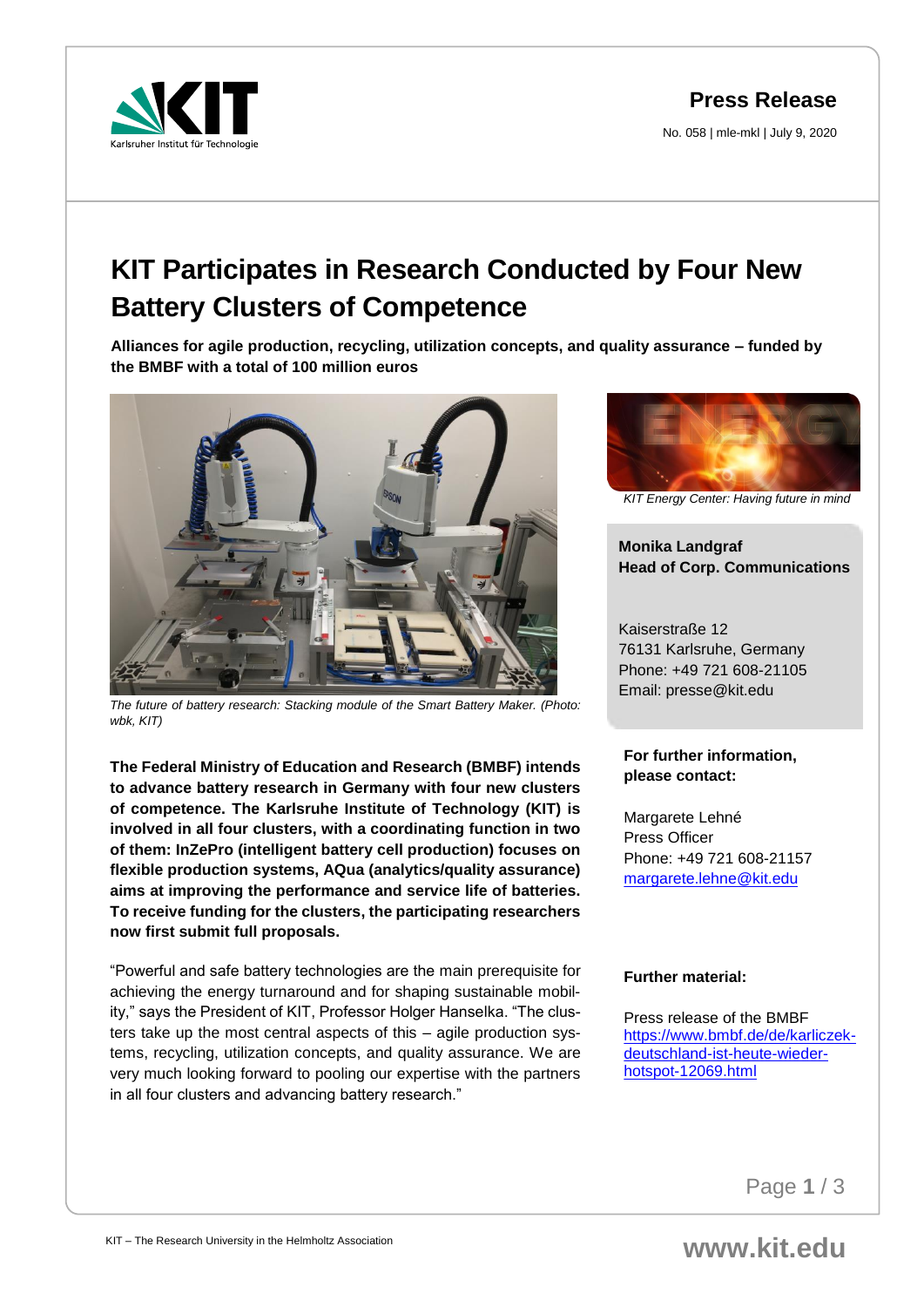**Press Release**

No. 058 | mle-mkl | July 9, 2020

# KIT Participates in Research Conducted by Four New Battery Clusters of Competence

**Alliances for agile production, recycling, utilization concepts, and quality assurance – funded by the BMBF with a total of 100 million euros**

*The future of battery research: Stacking module of the Smart Battery Maker. (Photo: wbk, KIT)*

**The Federal Ministry of Education and Research (BMBF) intends to advance battery research in Germany with four new clusters of competence. The Karlsruhe Institute of Technology (KIT) is involved in all four clusters, with a coordinating function in two of them: InZePro (intelligent battery cell production) focuses on flexible production systems, AQua (analytics/quality assurance) aims at improving the performance and service life of batteries. To receive funding for the clusters, the participating researchers now first submit full proposals.**

"Powerful and safe battery technologies are the main prerequisite for achieving the energy turnaround and for shaping sustainable mobility," says the President of KIT, Professor Holger Hanselka. "The clusters take up the most central aspects of this – agile production systems, recycling, utilization concepts, and quality assurance. We are very much looking forward to pooling our expertise with the partners in all four clusters and advancing battery research."

*KIT Energy Center: Having future in mind*

**Monika Landgraf**
**Head of Corp. Communications**

Kaiserstraße 12
76131 Karlsruhe, Germany
Phone: +49 721 608-21105
Email: presse@kit.edu

**For further information, please contact:**

Margarete Lehné
Press Officer
Phone: +49 721 608-21157
margarete.lehne@kit.edu

**Further material:**

Press release of the BMBF
https://www.bmbf.de/de/karliczek-deutschland-ist-heute-wieder-hotspot-12069.html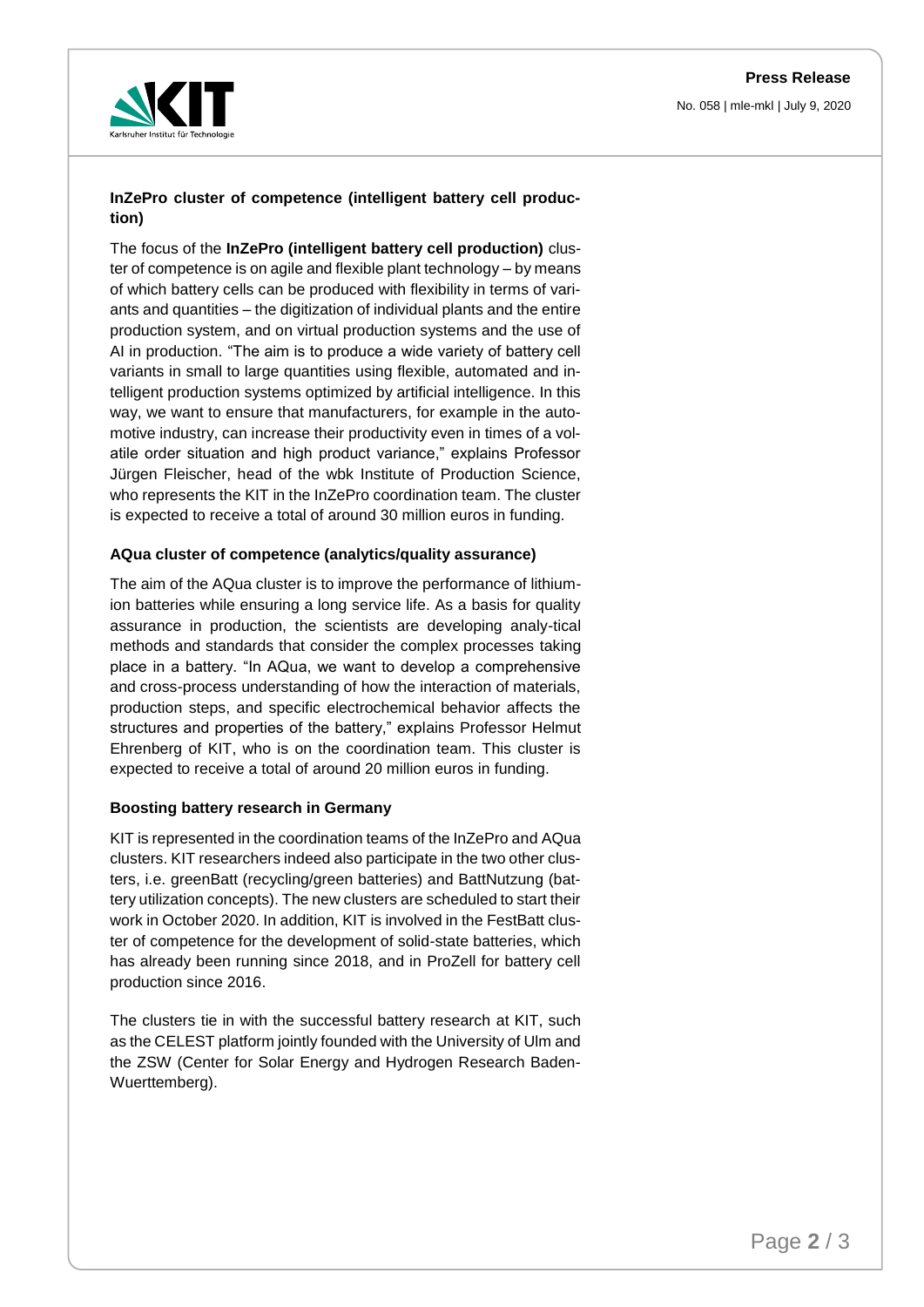### InZePro cluster of competence (intelligent battery cell production)

The focus of the **InZePro (intelligent battery cell production)** cluster of competence is on agile and flexible plant technology – by means of which battery cells can be produced with flexibility in terms of variants and quantities – the digitization of individual plants and the entire production system, and on virtual production systems and the use of AI in production. "The aim is to produce a wide variety of battery cell variants in small to large quantities using flexible, automated and intelligent production systems optimized by artificial intelligence. In this way, we want to ensure that manufacturers, for example in the automotive industry, can increase their productivity even in times of a volatile order situation and high product variance," explains Professor Jürgen Fleischer, head of the wbk Institute of Production Science, who represents the KIT in the InZePro coordination team. The cluster is expected to receive a total of around 30 million euros in funding.

### AQua cluster of competence (analytics/quality assurance)

The aim of the AQua cluster is to improve the performance of lithium-ion batteries while ensuring a long service life. As a basis for quality assurance in production, the scientists are developing analy-tical methods and standards that consider the complex processes taking place in a battery. "In AQua, we want to develop a comprehensive and cross-process understanding of how the interaction of materials, production steps, and specific electrochemical behavior affects the structures and properties of the battery," explains Professor Helmut Ehrenberg of KIT, who is on the coordination team. This cluster is expected to receive a total of around 20 million euros in funding.

### Boosting battery research in Germany

KIT is represented in the coordination teams of the InZePro and AQua clusters. KIT researchers indeed also participate in the two other clusters, i.e. greenBatt (recycling/green batteries) and BattNutzung (battery utilization concepts). The new clusters are scheduled to start their work in October 2020. In addition, KIT is involved in the FestBatt cluster of competence for the development of solid-state batteries, which has already been running since 2018, and in ProZell for battery cell production since 2016.

The clusters tie in with the successful battery research at KIT, such as the CELEST platform jointly founded with the University of Ulm and the ZSW (Center for Solar Energy and Hydrogen Research Baden-Wuerttemberg).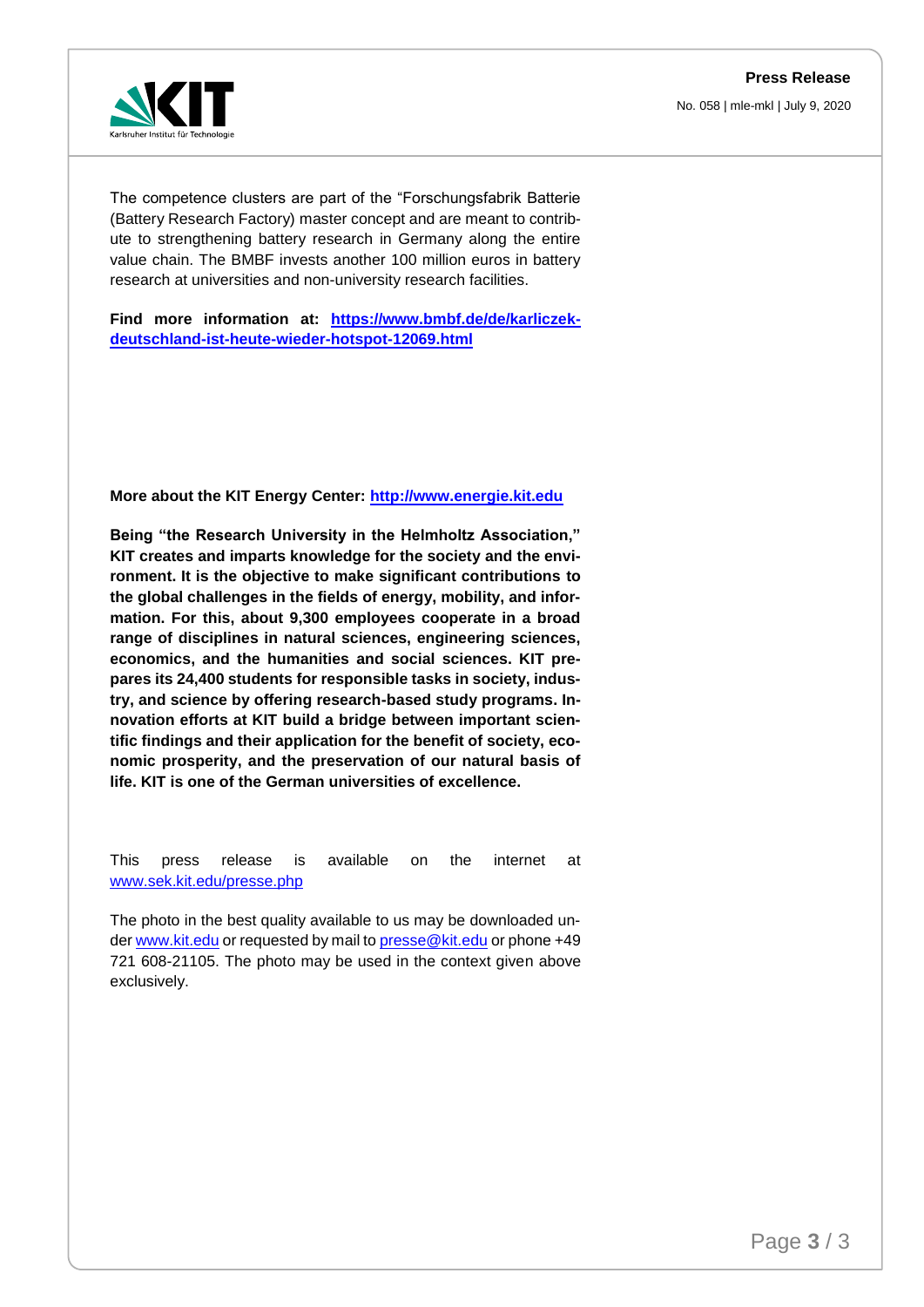The competence clusters are part of the "Forschungsfabrik Batterie (Battery Research Factory) master concept and are meant to contribute to strengthening battery research in Germany along the entire value chain. The BMBF invests another 100 million euros in battery research at universities and non-university research facilities.

**Find more information at: https://www.bmbf.de/de/karliczek-deutschland-ist-heute-wieder-hotspot-12069.html**

**More about the KIT Energy Center: http://www.energie.kit.edu**

**Being "the Research University in the Helmholtz Association," KIT creates and imparts knowledge for the society and the environment. It is the objective to make significant contributions to the global challenges in the fields of energy, mobility, and information. For this, about 9,300 employees cooperate in a broad range of disciplines in natural sciences, engineering sciences, economics, and the humanities and social sciences. KIT prepares its 24,400 students for responsible tasks in society, industry, and science by offering research-based study programs. Innovation efforts at KIT build a bridge between important scientific findings and their application for the benefit of society, economic prosperity, and the preservation of our natural basis of life. KIT is one of the German universities of excellence.**

This press release is available on the internet at www.sek.kit.edu/presse.php

The photo in the best quality available to us may be downloaded under www.kit.edu or requested by mail to presse@kit.edu or phone +49 721 608-21105. The photo may be used in the context given above exclusively.